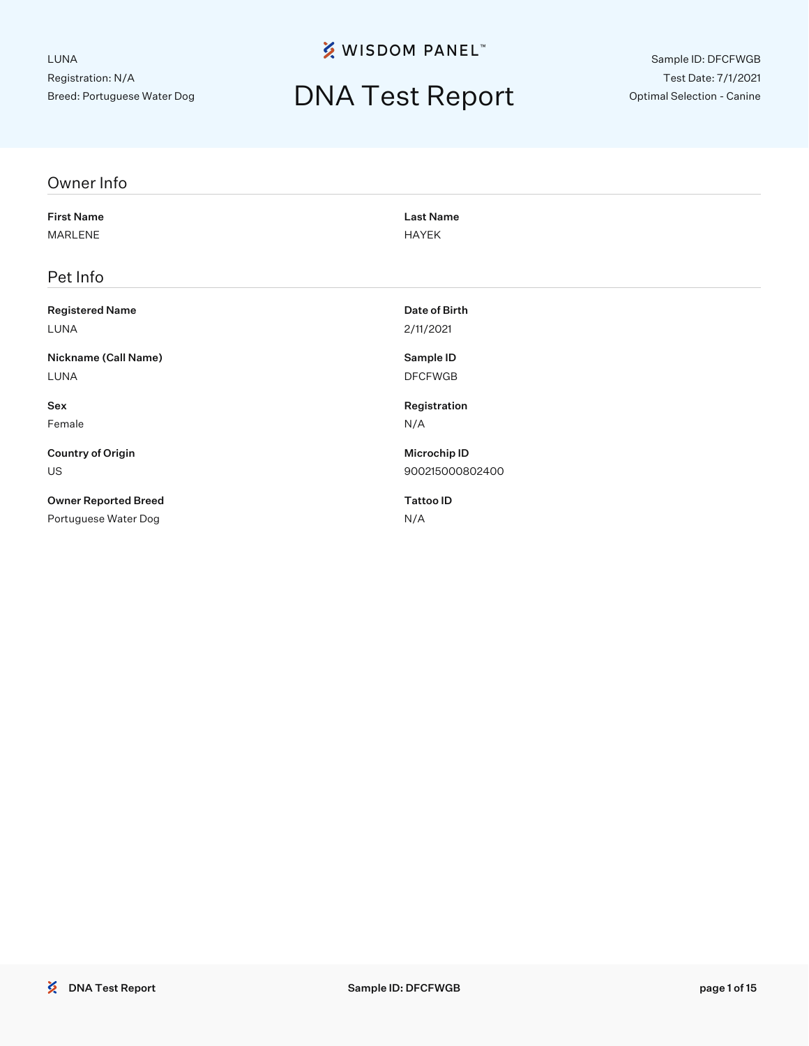LUNA
Registration: N/A
Breed: Portuguese Water Dog

WISDOM PANEL™

# DNA Test Report

Sample ID: DFCFWGB
Test Date: 7/1/2021
Optimal Selection - Canine

## Owner Info

**First Name**
MARLENE

**Last Name**
HAYEK

## Pet Info

**Registered Name**
LUNA

**Date of Birth**
2/11/2021

**Nickname (Call Name)**
LUNA

**Sample ID**
DFCFWGB

**Sex**
Female

**Registration**
N/A

**Country of Origin**
US

**Microchip ID**
900215000802400

**Owner Reported Breed**
Portuguese Water Dog

**Tattoo ID**
N/A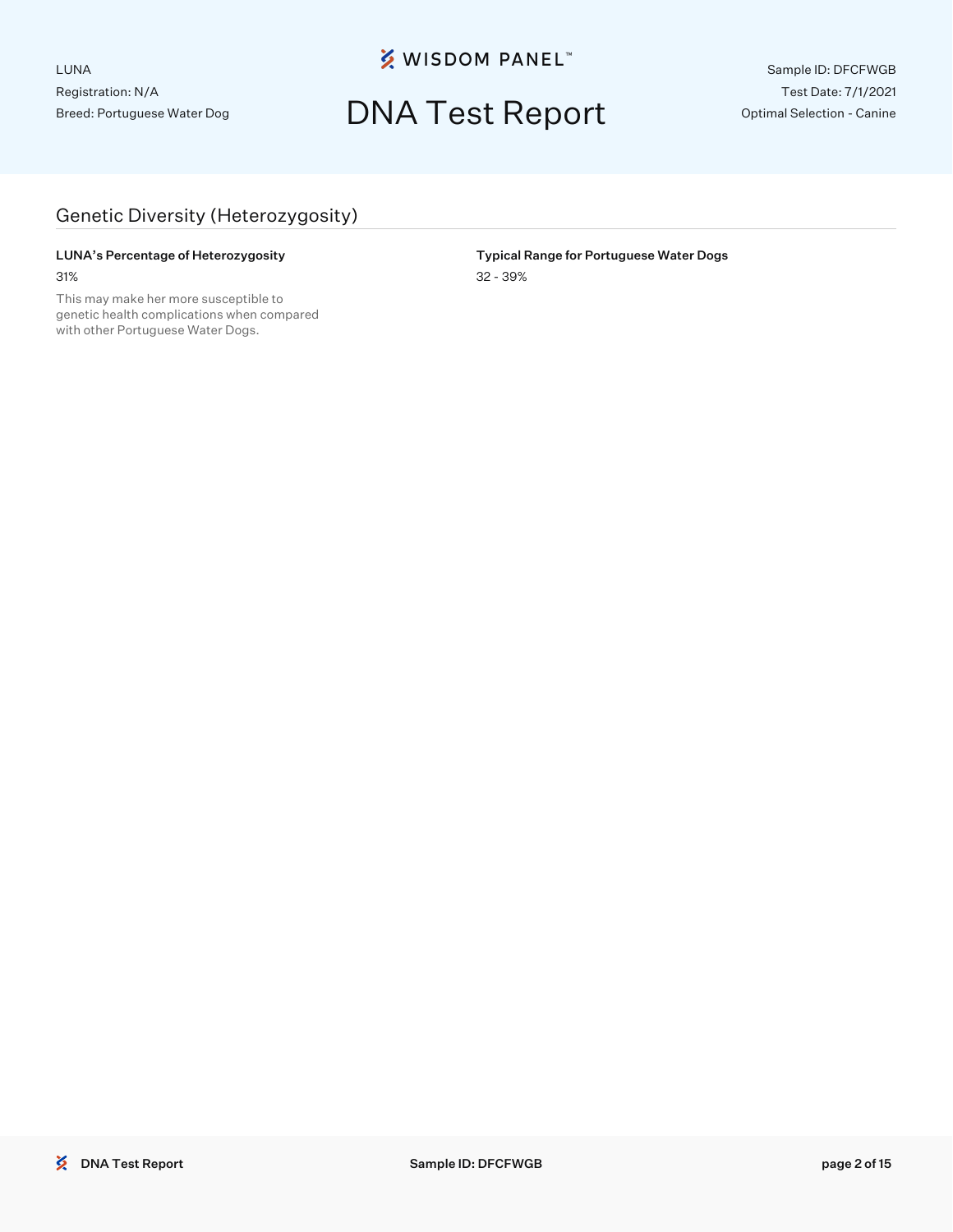## Genetic Diversity (Heterozygosity)

**LUNA's Percentage of Heterozygosity**

31%

This may make her more susceptible to genetic health complications when compared with other Portuguese Water Dogs.

**Typical Range for Portuguese Water Dogs**

32 - 39%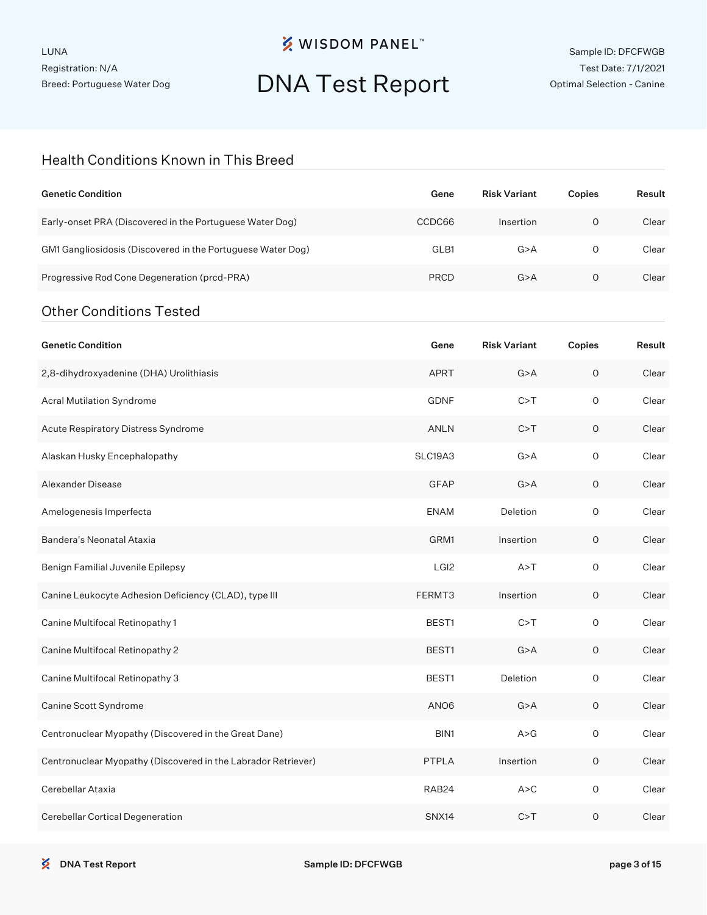LUNA
Registration: N/A
Breed: Portuguese Water Dog

# DNA Test Report

Sample ID: DFCFWGB
Test Date: 7/1/2021
Optimal Selection - Canine

## Health Conditions Known in This Breed

| Genetic Condition | Gene | Risk Variant | Copies | Result |
|---|---|---|---|---|
| Early-onset PRA (Discovered in the Portuguese Water Dog) | CCDC66 | Insertion | 0 | Clear |
| GM1 Gangliosidosis (Discovered in the Portuguese Water Dog) | GLB1 | G>A | 0 | Clear |
| Progressive Rod Cone Degeneration (prcd-PRA) | PRCD | G>A | 0 | Clear |

## Other Conditions Tested

| Genetic Condition | Gene | Risk Variant | Copies | Result |
|---|---|---|---|---|
| 2,8-dihydroxyadenine (DHA) Urolithiasis | APRT | G>A | 0 | Clear |
| Acral Mutilation Syndrome | GDNF | C>T | 0 | Clear |
| Acute Respiratory Distress Syndrome | ANLN | C>T | 0 | Clear |
| Alaskan Husky Encephalopathy | SLC19A3 | G>A | 0 | Clear |
| Alexander Disease | GFAP | G>A | 0 | Clear |
| Amelogenesis Imperfecta | ENAM | Deletion | 0 | Clear |
| Bandera's Neonatal Ataxia | GRM1 | Insertion | 0 | Clear |
| Benign Familial Juvenile Epilepsy | LGI2 | A>T | 0 | Clear |
| Canine Leukocyte Adhesion Deficiency (CLAD), type III | FERMT3 | Insertion | 0 | Clear |
| Canine Multifocal Retinopathy 1 | BEST1 | C>T | 0 | Clear |
| Canine Multifocal Retinopathy 2 | BEST1 | G>A | 0 | Clear |
| Canine Multifocal Retinopathy 3 | BEST1 | Deletion | 0 | Clear |
| Canine Scott Syndrome | ANO6 | G>A | 0 | Clear |
| Centronuclear Myopathy (Discovered in the Great Dane) | BIN1 | A>G | 0 | Clear |
| Centronuclear Myopathy (Discovered in the Labrador Retriever) | PTPLA | Insertion | 0 | Clear |
| Cerebellar Ataxia | RAB24 | A>C | 0 | Clear |
| Cerebellar Cortical Degeneration | SNX14 | C>T | 0 | Clear |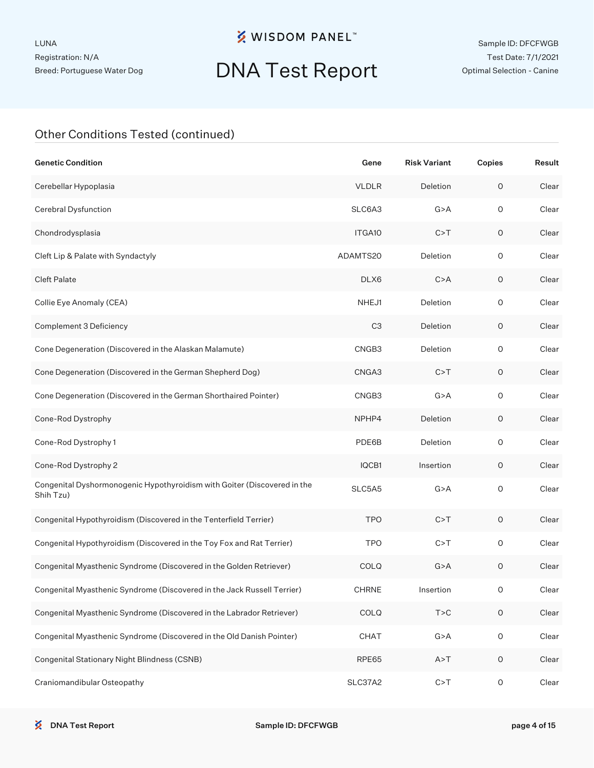## Other Conditions Tested (continued)

| Genetic Condition | Gene | Risk Variant | Copies | Result |
|---|---|---|---|---|
| Cerebellar Hypoplasia | VLDLR | Deletion | 0 | Clear |
| Cerebral Dysfunction | SLC6A3 | G>A | 0 | Clear |
| Chondrodysplasia | ITGA10 | C>T | 0 | Clear |
| Cleft Lip & Palate with Syndactyly | ADAMTS20 | Deletion | 0 | Clear |
| Cleft Palate | DLX6 | C>A | 0 | Clear |
| Collie Eye Anomaly (CEA) | NHEJ1 | Deletion | 0 | Clear |
| Complement 3 Deficiency | C3 | Deletion | 0 | Clear |
| Cone Degeneration (Discovered in the Alaskan Malamute) | CNGB3 | Deletion | 0 | Clear |
| Cone Degeneration (Discovered in the German Shepherd Dog) | CNGA3 | C>T | 0 | Clear |
| Cone Degeneration (Discovered in the German Shorthaired Pointer) | CNGB3 | G>A | 0 | Clear |
| Cone-Rod Dystrophy | NPHP4 | Deletion | 0 | Clear |
| Cone-Rod Dystrophy 1 | PDE6B | Deletion | 0 | Clear |
| Cone-Rod Dystrophy 2 | IQCB1 | Insertion | 0 | Clear |
| Congenital Dyshormonogenic Hypothyroidism with Goiter (Discovered in the Shih Tzu) | SLC5A5 | G>A | 0 | Clear |
| Congenital Hypothyroidism (Discovered in the Tenterfield Terrier) | TPO | C>T | 0 | Clear |
| Congenital Hypothyroidism (Discovered in the Toy Fox and Rat Terrier) | TPO | C>T | 0 | Clear |
| Congenital Myasthenic Syndrome (Discovered in the Golden Retriever) | COLQ | G>A | 0 | Clear |
| Congenital Myasthenic Syndrome (Discovered in the Jack Russell Terrier) | CHRNE | Insertion | 0 | Clear |
| Congenital Myasthenic Syndrome (Discovered in the Labrador Retriever) | COLQ | T>C | 0 | Clear |
| Congenital Myasthenic Syndrome (Discovered in the Old Danish Pointer) | CHAT | G>A | 0 | Clear |
| Congenital Stationary Night Blindness (CSNB) | RPE65 | A>T | 0 | Clear |
| Craniomandibular Osteopathy | SLC37A2 | C>T | 0 | Clear |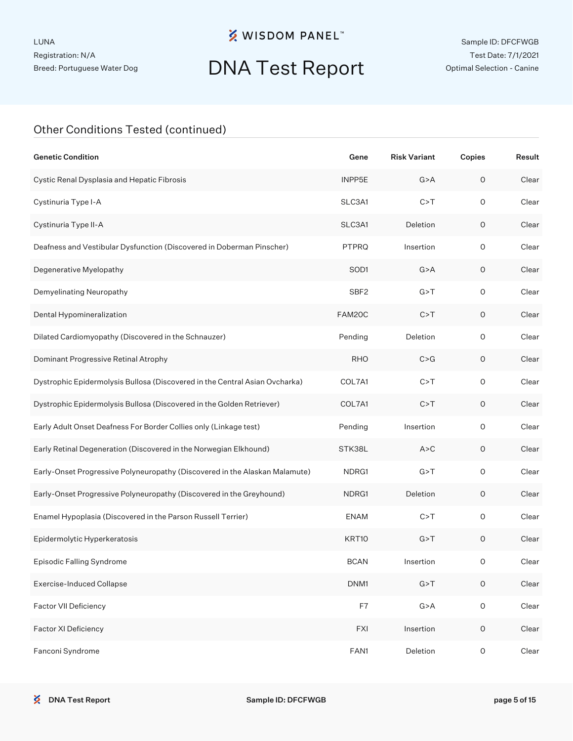LUNA
Registration: N/A
Breed: Portuguese Water Dog

# DNA Test Report

Sample ID: DFCFWGB
Test Date: 7/1/2021
Optimal Selection - Canine

## Other Conditions Tested (continued)

| Genetic Condition | Gene | Risk Variant | Copies | Result |
|---|---|---|---|---|
| Cystic Renal Dysplasia and Hepatic Fibrosis | INPP5E | G>A | 0 | Clear |
| Cystinuria Type I-A | SLC3A1 | C>T | 0 | Clear |
| Cystinuria Type II-A | SLC3A1 | Deletion | 0 | Clear |
| Deafness and Vestibular Dysfunction (Discovered in Doberman Pinscher) | PTPRQ | Insertion | 0 | Clear |
| Degenerative Myelopathy | SOD1 | G>A | 0 | Clear |
| Demyelinating Neuropathy | SBF2 | G>T | 0 | Clear |
| Dental Hypomineralization | FAM20C | C>T | 0 | Clear |
| Dilated Cardiomyopathy (Discovered in the Schnauzer) | Pending | Deletion | 0 | Clear |
| Dominant Progressive Retinal Atrophy | RHO | C>G | 0 | Clear |
| Dystrophic Epidermolysis Bullosa (Discovered in the Central Asian Ovcharka) | COL7A1 | C>T | 0 | Clear |
| Dystrophic Epidermolysis Bullosa (Discovered in the Golden Retriever) | COL7A1 | C>T | 0 | Clear |
| Early Adult Onset Deafness For Border Collies only (Linkage test) | Pending | Insertion | 0 | Clear |
| Early Retinal Degeneration (Discovered in the Norwegian Elkhound) | STK38L | A>C | 0 | Clear |
| Early-Onset Progressive Polyneuropathy (Discovered in the Alaskan Malamute) | NDRG1 | G>T | 0 | Clear |
| Early-Onset Progressive Polyneuropathy (Discovered in the Greyhound) | NDRG1 | Deletion | 0 | Clear |
| Enamel Hypoplasia (Discovered in the Parson Russell Terrier) | ENAM | C>T | 0 | Clear |
| Epidermolytic Hyperkeratosis | KRT10 | G>T | 0 | Clear |
| Episodic Falling Syndrome | BCAN | Insertion | 0 | Clear |
| Exercise-Induced Collapse | DNM1 | G>T | 0 | Clear |
| Factor VII Deficiency | F7 | G>A | 0 | Clear |
| Factor XI Deficiency | FXI | Insertion | 0 | Clear |
| Fanconi Syndrome | FAN1 | Deletion | 0 | Clear |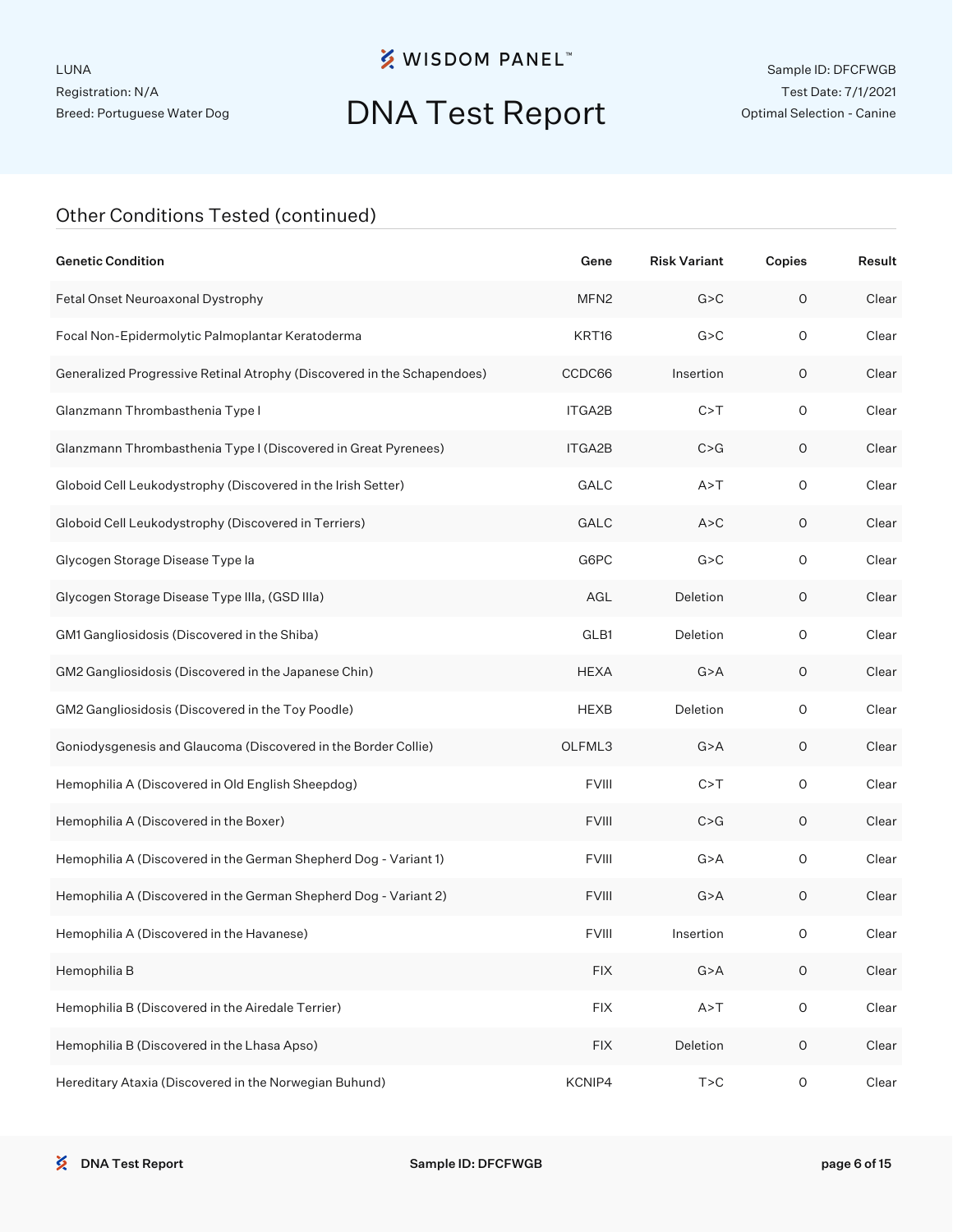## Other Conditions Tested (continued)

| Genetic Condition | Gene | Risk Variant | Copies | Result |
|---|---|---|---|---|
| Fetal Onset Neuroaxonal Dystrophy | MFN2 | G>C | 0 | Clear |
| Focal Non-Epidermolytic Palmoplantar Keratoderma | KRT16 | G>C | 0 | Clear |
| Generalized Progressive Retinal Atrophy (Discovered in the Schapendoes) | CCDC66 | Insertion | 0 | Clear |
| Glanzmann Thrombasthenia Type I | ITGA2B | C>T | 0 | Clear |
| Glanzmann Thrombasthenia Type I (Discovered in Great Pyrenees) | ITGA2B | C>G | 0 | Clear |
| Globoid Cell Leukodystrophy (Discovered in the Irish Setter) | GALC | A>T | 0 | Clear |
| Globoid Cell Leukodystrophy (Discovered in Terriers) | GALC | A>C | 0 | Clear |
| Glycogen Storage Disease Type Ia | G6PC | G>C | 0 | Clear |
| Glycogen Storage Disease Type IIIa, (GSD IIIa) | AGL | Deletion | 0 | Clear |
| GM1 Gangliosidosis (Discovered in the Shiba) | GLB1 | Deletion | 0 | Clear |
| GM2 Gangliosidosis (Discovered in the Japanese Chin) | HEXA | G>A | 0 | Clear |
| GM2 Gangliosidosis (Discovered in the Toy Poodle) | HEXB | Deletion | 0 | Clear |
| Goniodysgenesis and Glaucoma (Discovered in the Border Collie) | OLFML3 | G>A | 0 | Clear |
| Hemophilia A (Discovered in Old English Sheepdog) | FVIII | C>T | 0 | Clear |
| Hemophilia A (Discovered in the Boxer) | FVIII | C>G | 0 | Clear |
| Hemophilia A (Discovered in the German Shepherd Dog - Variant 1) | FVIII | G>A | 0 | Clear |
| Hemophilia A (Discovered in the German Shepherd Dog - Variant 2) | FVIII | G>A | 0 | Clear |
| Hemophilia A (Discovered in the Havanese) | FVIII | Insertion | 0 | Clear |
| Hemophilia B | FIX | G>A | 0 | Clear |
| Hemophilia B (Discovered in the Airedale Terrier) | FIX | A>T | 0 | Clear |
| Hemophilia B (Discovered in the Lhasa Apso) | FIX | Deletion | 0 | Clear |
| Hereditary Ataxia (Discovered in the Norwegian Buhund) | KCNIP4 | T>C | 0 | Clear |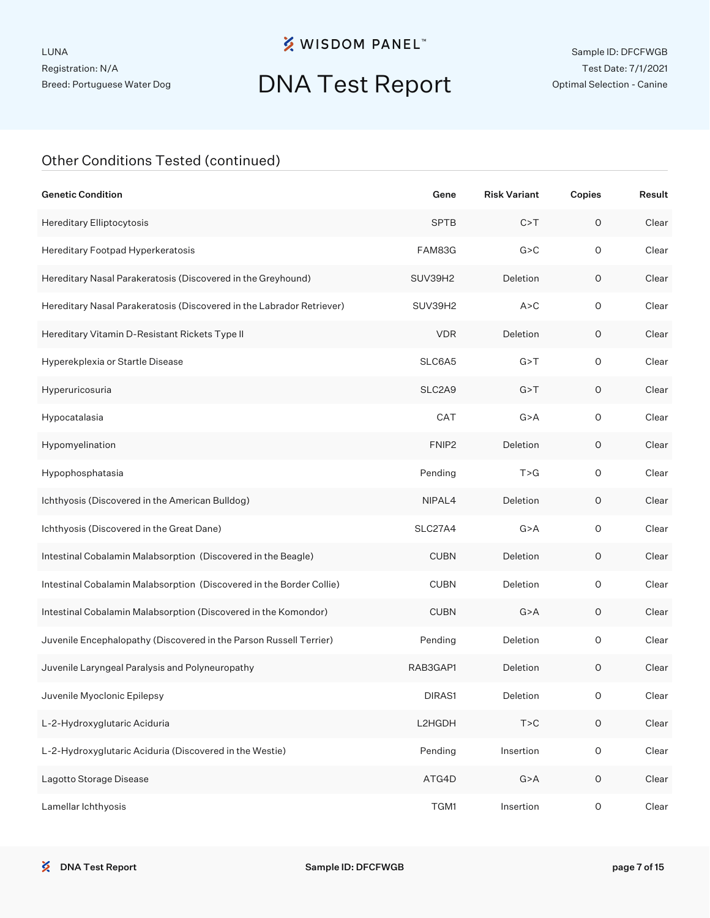LUNA
Registration: N/A
Breed: Portuguese Water Dog

Sample ID: DFCFWGB
Test Date: 7/1/2021
Optimal Selection - Canine

## Other Conditions Tested (continued)

| Genetic Condition | Gene | Risk Variant | Copies | Result |
|---|---|---|---|---|
| Hereditary Elliptocytosis | SPTB | C>T | 0 | Clear |
| Hereditary Footpad Hyperkeratosis | FAM83G | G>C | 0 | Clear |
| Hereditary Nasal Parakeratosis (Discovered in the Greyhound) | SUV39H2 | Deletion | 0 | Clear |
| Hereditary Nasal Parakeratosis (Discovered in the Labrador Retriever) | SUV39H2 | A>C | 0 | Clear |
| Hereditary Vitamin D-Resistant Rickets Type II | VDR | Deletion | 0 | Clear |
| Hyperekplexia or Startle Disease | SLC6A5 | G>T | 0 | Clear |
| Hyperuricosuria | SLC2A9 | G>T | 0 | Clear |
| Hypocatalasia | CAT | G>A | 0 | Clear |
| Hypomyelination | FNIP2 | Deletion | 0 | Clear |
| Hypophosphatasia | Pending | T>G | 0 | Clear |
| Ichthyosis (Discovered in the American Bulldog) | NIPAL4 | Deletion | 0 | Clear |
| Ichthyosis (Discovered in the Great Dane) | SLC27A4 | G>A | 0 | Clear |
| Intestinal Cobalamin Malabsorption (Discovered in the Beagle) | CUBN | Deletion | 0 | Clear |
| Intestinal Cobalamin Malabsorption (Discovered in the Border Collie) | CUBN | Deletion | 0 | Clear |
| Intestinal Cobalamin Malabsorption (Discovered in the Komondor) | CUBN | G>A | 0 | Clear |
| Juvenile Encephalopathy (Discovered in the Parson Russell Terrier) | Pending | Deletion | 0 | Clear |
| Juvenile Laryngeal Paralysis and Polyneuropathy | RAB3GAP1 | Deletion | 0 | Clear |
| Juvenile Myoclonic Epilepsy | DIRAS1 | Deletion | 0 | Clear |
| L-2-Hydroxyglutaric Aciduria | L2HGDH | T>C | 0 | Clear |
| L-2-Hydroxyglutaric Aciduria (Discovered in the Westie) | Pending | Insertion | 0 | Clear |
| Lagotto Storage Disease | ATG4D | G>A | 0 | Clear |
| Lamellar Ichthyosis | TGM1 | Insertion | 0 | Clear |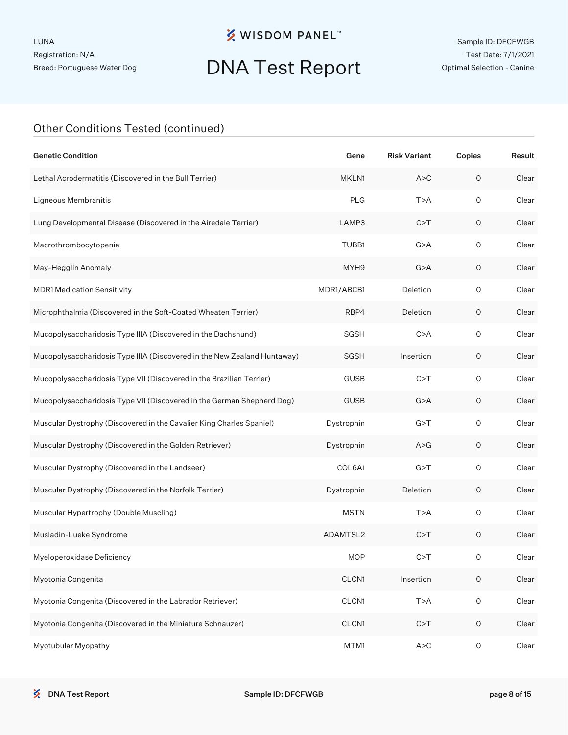LUNA
Registration: N/A
Breed: Portuguese Water Dog

# DNA Test Report

Sample ID: DFCFWGB
Test Date: 7/1/2021
Optimal Selection - Canine

## Other Conditions Tested (continued)

| Genetic Condition | Gene | Risk Variant | Copies | Result |
|---|---|---|---|---|
| Lethal Acrodermatitis (Discovered in the Bull Terrier) | MKLN1 | A>C | 0 | Clear |
| Ligneous Membranitis | PLG | T>A | 0 | Clear |
| Lung Developmental Disease (Discovered in the Airedale Terrier) | LAMP3 | C>T | 0 | Clear |
| Macrothrombocytopenia | TUBB1 | G>A | 0 | Clear |
| May-Hegglin Anomaly | MYH9 | G>A | 0 | Clear |
| MDR1 Medication Sensitivity | MDR1/ABCB1 | Deletion | 0 | Clear |
| Microphthalmia (Discovered in the Soft-Coated Wheaten Terrier) | RBP4 | Deletion | 0 | Clear |
| Mucopolysaccharidosis Type IIIA (Discovered in the Dachshund) | SGSH | C>A | 0 | Clear |
| Mucopolysaccharidosis Type IIIA (Discovered in the New Zealand Huntaway) | SGSH | Insertion | 0 | Clear |
| Mucopolysaccharidosis Type VII (Discovered in the Brazilian Terrier) | GUSB | C>T | 0 | Clear |
| Mucopolysaccharidosis Type VII (Discovered in the German Shepherd Dog) | GUSB | G>A | 0 | Clear |
| Muscular Dystrophy (Discovered in the Cavalier King Charles Spaniel) | Dystrophin | G>T | 0 | Clear |
| Muscular Dystrophy (Discovered in the Golden Retriever) | Dystrophin | A>G | 0 | Clear |
| Muscular Dystrophy (Discovered in the Landseer) | COL6A1 | G>T | 0 | Clear |
| Muscular Dystrophy (Discovered in the Norfolk Terrier) | Dystrophin | Deletion | 0 | Clear |
| Muscular Hypertrophy (Double Muscling) | MSTN | T>A | 0 | Clear |
| Musladin-Lueke Syndrome | ADAMTSL2 | C>T | 0 | Clear |
| Myeloperoxidase Deficiency | MOP | C>T | 0 | Clear |
| Myotonia Congenita | CLCN1 | Insertion | 0 | Clear |
| Myotonia Congenita (Discovered in the Labrador Retriever) | CLCN1 | T>A | 0 | Clear |
| Myotonia Congenita (Discovered in the Miniature Schnauzer) | CLCN1 | C>T | 0 | Clear |
| Myotubular Myopathy | MTM1 | A>C | 0 | Clear |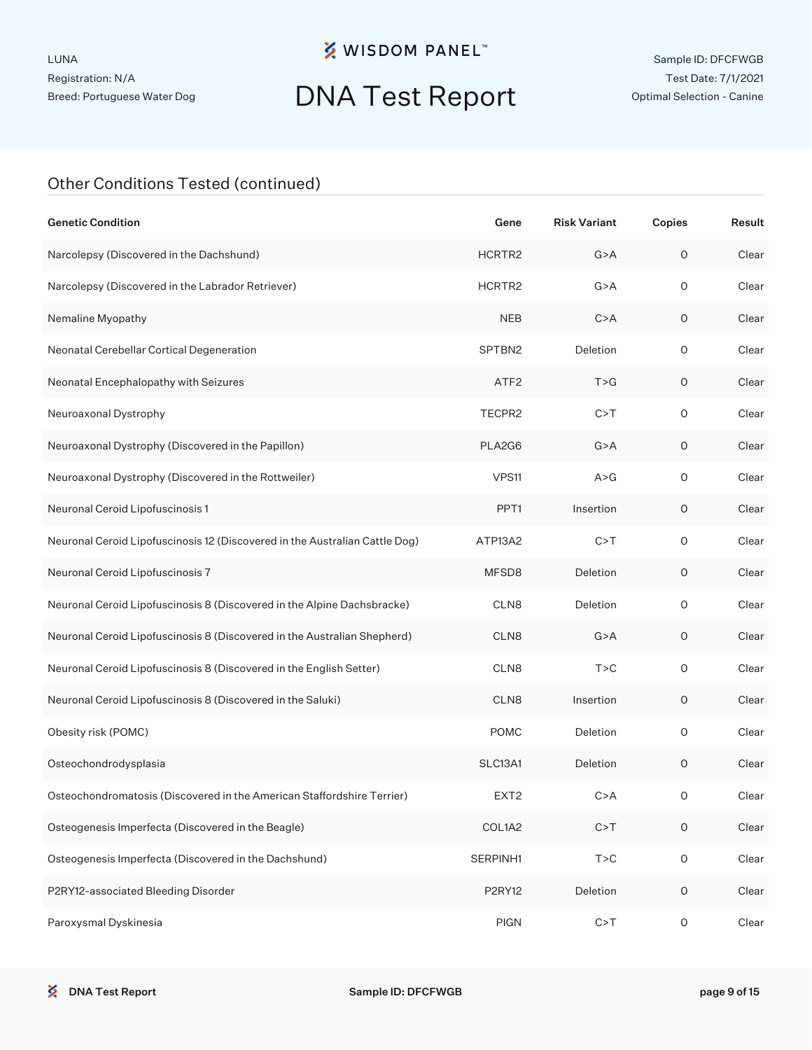## Other Conditions Tested (continued)

| Genetic Condition | Gene | Risk Variant | Copies | Result |
|---|---|---|---|---|
| Narcolepsy (Discovered in the Dachshund) | HCRTR2 | G>A | 0 | Clear |
| Narcolepsy (Discovered in the Labrador Retriever) | HCRTR2 | G>A | 0 | Clear |
| Nemaline Myopathy | NEB | C>A | 0 | Clear |
| Neonatal Cerebellar Cortical Degeneration | SPTBN2 | Deletion | 0 | Clear |
| Neonatal Encephalopathy with Seizures | ATF2 | T>G | 0 | Clear |
| Neuroaxonal Dystrophy | TECPR2 | C>T | 0 | Clear |
| Neuroaxonal Dystrophy (Discovered in the Papillon) | PLA2G6 | G>A | 0 | Clear |
| Neuroaxonal Dystrophy (Discovered in the Rottweiler) | VPS11 | A>G | 0 | Clear |
| Neuronal Ceroid Lipofuscinosis 1 | PPT1 | Insertion | 0 | Clear |
| Neuronal Ceroid Lipofuscinosis 12 (Discovered in the Australian Cattle Dog) | ATP13A2 | C>T | 0 | Clear |
| Neuronal Ceroid Lipofuscinosis 7 | MFSD8 | Deletion | 0 | Clear |
| Neuronal Ceroid Lipofuscinosis 8 (Discovered in the Alpine Dachsbracke) | CLN8 | Deletion | 0 | Clear |
| Neuronal Ceroid Lipofuscinosis 8 (Discovered in the Australian Shepherd) | CLN8 | G>A | 0 | Clear |
| Neuronal Ceroid Lipofuscinosis 8 (Discovered in the English Setter) | CLN8 | T>C | 0 | Clear |
| Neuronal Ceroid Lipofuscinosis 8 (Discovered in the Saluki) | CLN8 | Insertion | 0 | Clear |
| Obesity risk (POMC) | POMC | Deletion | 0 | Clear |
| Osteochondrodysplasia | SLC13A1 | Deletion | 0 | Clear |
| Osteochondromatosis (Discovered in the American Staffordshire Terrier) | EXT2 | C>A | 0 | Clear |
| Osteogenesis Imperfecta (Discovered in the Beagle) | COL1A2 | C>T | 0 | Clear |
| Osteogenesis Imperfecta (Discovered in the Dachshund) | SERPINH1 | T>C | 0 | Clear |
| P2RY12-associated Bleeding Disorder | P2RY12 | Deletion | 0 | Clear |
| Paroxysmal Dyskinesia | PIGN | C>T | 0 | Clear |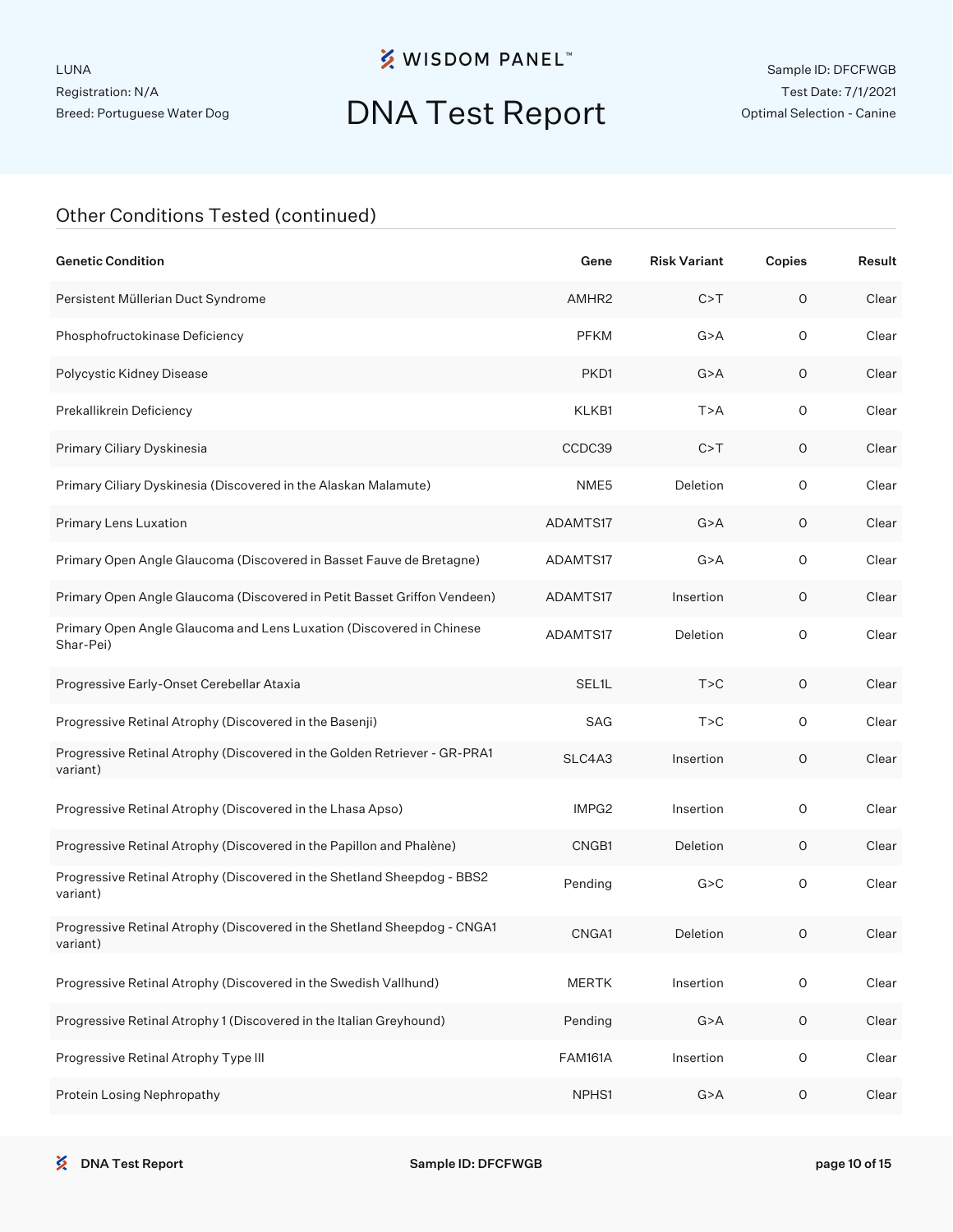LUNA
Registration: N/A
Breed: Portuguese Water Dog

# DNA Test Report

Sample ID: DFCFWGB
Test Date: 7/1/2021
Optimal Selection - Canine

## Other Conditions Tested (continued)

| Genetic Condition | Gene | Risk Variant | Copies | Result |
|---|---|---|---|---|
| Persistent Müllerian Duct Syndrome | AMHR2 | C>T | 0 | Clear |
| Phosphofructokinase Deficiency | PFKM | G>A | 0 | Clear |
| Polycystic Kidney Disease | PKD1 | G>A | 0 | Clear |
| Prekallikrein Deficiency | KLKB1 | T>A | 0 | Clear |
| Primary Ciliary Dyskinesia | CCDC39 | C>T | 0 | Clear |
| Primary Ciliary Dyskinesia (Discovered in the Alaskan Malamute) | NME5 | Deletion | 0 | Clear |
| Primary Lens Luxation | ADAMTS17 | G>A | 0 | Clear |
| Primary Open Angle Glaucoma (Discovered in Basset Fauve de Bretagne) | ADAMTS17 | G>A | 0 | Clear |
| Primary Open Angle Glaucoma (Discovered in Petit Basset Griffon Vendeen) | ADAMTS17 | Insertion | 0 | Clear |
| Primary Open Angle Glaucoma and Lens Luxation (Discovered in Chinese Shar-Pei) | ADAMTS17 | Deletion | 0 | Clear |
| Progressive Early-Onset Cerebellar Ataxia | SEL1L | T>C | 0 | Clear |
| Progressive Retinal Atrophy (Discovered in the Basenji) | SAG | T>C | 0 | Clear |
| Progressive Retinal Atrophy (Discovered in the Golden Retriever - GR-PRA1 variant) | SLC4A3 | Insertion | 0 | Clear |
| Progressive Retinal Atrophy (Discovered in the Lhasa Apso) | IMPG2 | Insertion | 0 | Clear |
| Progressive Retinal Atrophy (Discovered in the Papillon and Phalène) | CNGB1 | Deletion | 0 | Clear |
| Progressive Retinal Atrophy (Discovered in the Shetland Sheepdog - BBS2 variant) | Pending | G>C | 0 | Clear |
| Progressive Retinal Atrophy (Discovered in the Shetland Sheepdog - CNGA1 variant) | CNGA1 | Deletion | 0 | Clear |
| Progressive Retinal Atrophy (Discovered in the Swedish Vallhund) | MERTK | Insertion | 0 | Clear |
| Progressive Retinal Atrophy 1 (Discovered in the Italian Greyhound) | Pending | G>A | 0 | Clear |
| Progressive Retinal Atrophy Type III | FAM161A | Insertion | 0 | Clear |
| Protein Losing Nephropathy | NPHS1 | G>A | 0 | Clear |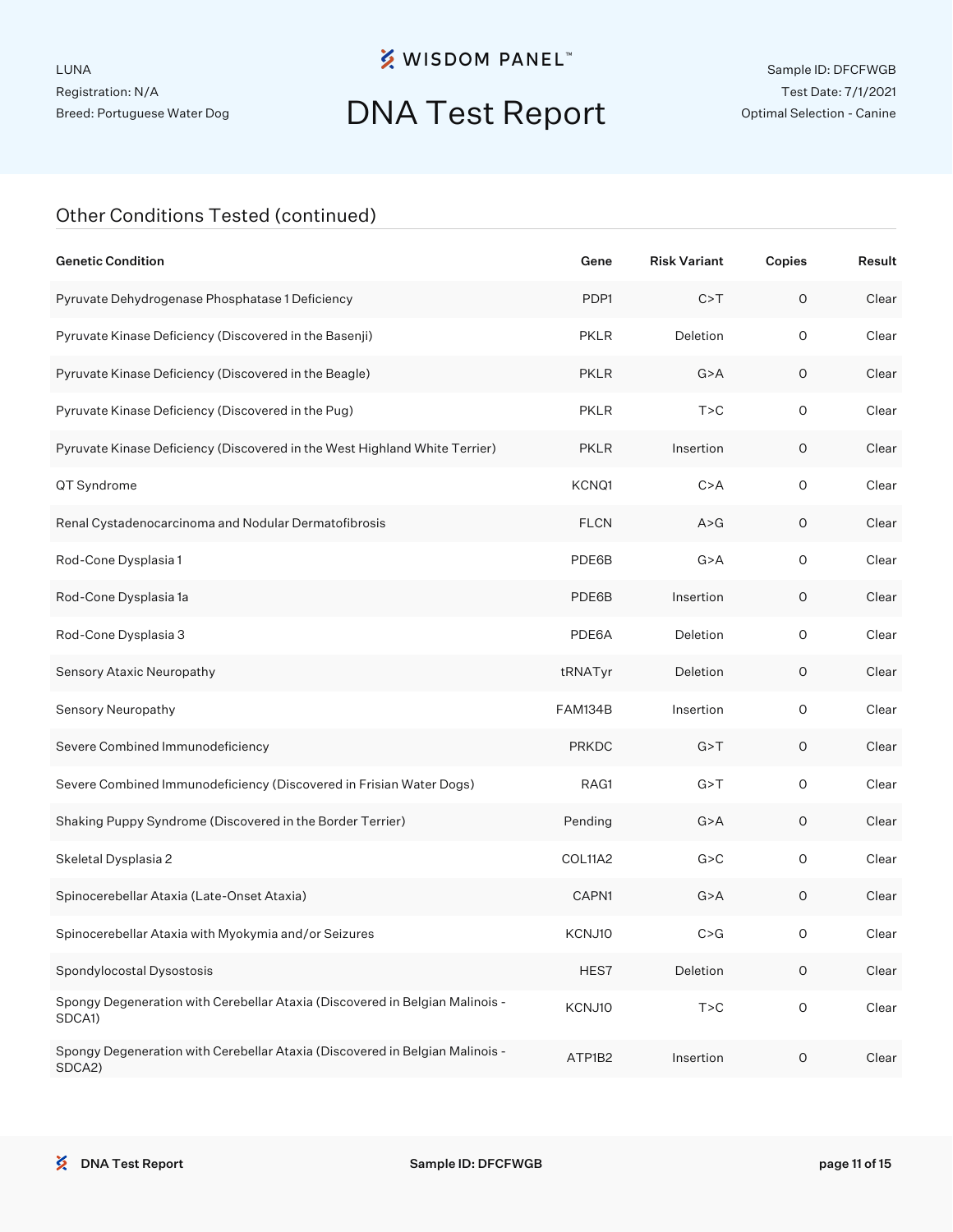LUNA
Registration: N/A
Breed: Portuguese Water Dog

# DNA Test Report

Sample ID: DFCFWGB
Test Date: 7/1/2021
Optimal Selection - Canine

## Other Conditions Tested (continued)

| Genetic Condition | Gene | Risk Variant | Copies | Result |
|---|---|---|---|---|
| Pyruvate Dehydrogenase Phosphatase 1 Deficiency | PDP1 | C>T | 0 | Clear |
| Pyruvate Kinase Deficiency (Discovered in the Basenji) | PKLR | Deletion | 0 | Clear |
| Pyruvate Kinase Deficiency (Discovered in the Beagle) | PKLR | G>A | 0 | Clear |
| Pyruvate Kinase Deficiency (Discovered in the Pug) | PKLR | T>C | 0 | Clear |
| Pyruvate Kinase Deficiency (Discovered in the West Highland White Terrier) | PKLR | Insertion | 0 | Clear |
| QT Syndrome | KCNQ1 | C>A | 0 | Clear |
| Renal Cystadenocarcinoma and Nodular Dermatofibrosis | FLCN | A>G | 0 | Clear |
| Rod-Cone Dysplasia 1 | PDE6B | G>A | 0 | Clear |
| Rod-Cone Dysplasia 1a | PDE6B | Insertion | 0 | Clear |
| Rod-Cone Dysplasia 3 | PDE6A | Deletion | 0 | Clear |
| Sensory Ataxic Neuropathy | tRNATyr | Deletion | 0 | Clear |
| Sensory Neuropathy | FAM134B | Insertion | 0 | Clear |
| Severe Combined Immunodeficiency | PRKDC | G>T | 0 | Clear |
| Severe Combined Immunodeficiency (Discovered in Frisian Water Dogs) | RAG1 | G>T | 0 | Clear |
| Shaking Puppy Syndrome (Discovered in the Border Terrier) | Pending | G>A | 0 | Clear |
| Skeletal Dysplasia 2 | COL11A2 | G>C | 0 | Clear |
| Spinocerebellar Ataxia (Late-Onset Ataxia) | CAPN1 | G>A | 0 | Clear |
| Spinocerebellar Ataxia with Myokymia and/or Seizures | KCNJ10 | C>G | 0 | Clear |
| Spondylocostal Dysostosis | HES7 | Deletion | 0 | Clear |
| Spongy Degeneration with Cerebellar Ataxia (Discovered in Belgian Malinois - SDCA1) | KCNJ10 | T>C | 0 | Clear |
| Spongy Degeneration with Cerebellar Ataxia (Discovered in Belgian Malinois - SDCA2) | ATP1B2 | Insertion | 0 | Clear |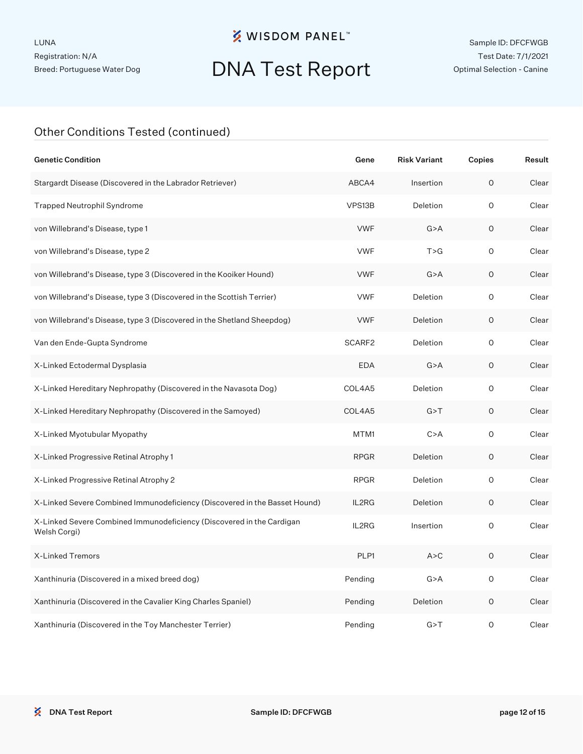## Other Conditions Tested (continued)

| Genetic Condition | Gene | Risk Variant | Copies | Result |
|---|---|---|---|---|
| Stargardt Disease (Discovered in the Labrador Retriever) | ABCA4 | Insertion | 0 | Clear |
| Trapped Neutrophil Syndrome | VPS13B | Deletion | 0 | Clear |
| von Willebrand's Disease, type 1 | VWF | G>A | 0 | Clear |
| von Willebrand's Disease, type 2 | VWF | T>G | 0 | Clear |
| von Willebrand's Disease, type 3 (Discovered in the Kooiker Hound) | VWF | G>A | 0 | Clear |
| von Willebrand's Disease, type 3 (Discovered in the Scottish Terrier) | VWF | Deletion | 0 | Clear |
| von Willebrand's Disease, type 3 (Discovered in the Shetland Sheepdog) | VWF | Deletion | 0 | Clear |
| Van den Ende-Gupta Syndrome | SCARF2 | Deletion | 0 | Clear |
| X-Linked Ectodermal Dysplasia | EDA | G>A | 0 | Clear |
| X-Linked Hereditary Nephropathy (Discovered in the Navasota Dog) | COL4A5 | Deletion | 0 | Clear |
| X-Linked Hereditary Nephropathy (Discovered in the Samoyed) | COL4A5 | G>T | 0 | Clear |
| X-Linked Myotubular Myopathy | MTM1 | C>A | 0 | Clear |
| X-Linked Progressive Retinal Atrophy 1 | RPGR | Deletion | 0 | Clear |
| X-Linked Progressive Retinal Atrophy 2 | RPGR | Deletion | 0 | Clear |
| X-Linked Severe Combined Immunodeficiency (Discovered in the Basset Hound) | IL2RG | Deletion | 0 | Clear |
| X-Linked Severe Combined Immunodeficiency (Discovered in the Cardigan Welsh Corgi) | IL2RG | Insertion | 0 | Clear |
| X-Linked Tremors | PLP1 | A>C | 0 | Clear |
| Xanthinuria (Discovered in a mixed breed dog) | Pending | G>A | 0 | Clear |
| Xanthinuria (Discovered in the Cavalier King Charles Spaniel) | Pending | Deletion | 0 | Clear |
| Xanthinuria (Discovered in the Toy Manchester Terrier) | Pending | G>T | 0 | Clear |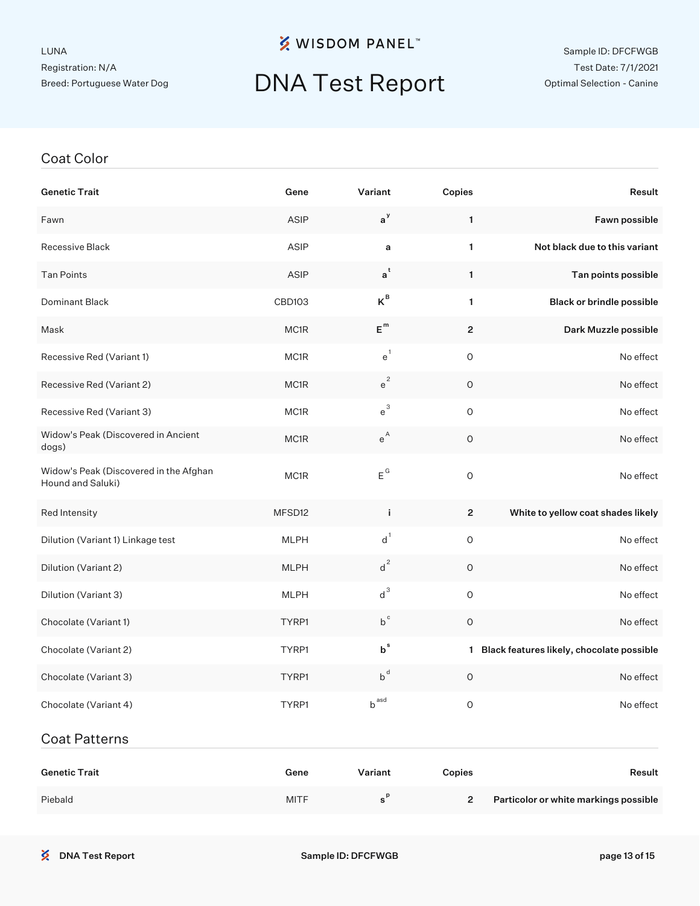LUNA
Registration: N/A
Breed: Portuguese Water Dog

# DNA Test Report

Sample ID: DFCFWGB
Test Date: 7/1/2021
Optimal Selection - Canine

## Coat Color

| Genetic Trait | Gene | Variant | Copies | Result |
|---|---|---|---|---|
| Fawn | ASIP | **$a^y$** | **1** | **Fawn possible** |
| Recessive Black | ASIP | **a** | **1** | **Not black due to this variant** |
| Tan Points | ASIP | **$a^t$** | **1** | **Tan points possible** |
| Dominant Black | CBD103 | **$K^B$** | **1** | **Black or brindle possible** |
| Mask | MC1R | **$E^m$** | **2** | **Dark Muzzle possible** |
| Recessive Red (Variant 1) | MC1R | $e^1$ | 0 | No effect |
| Recessive Red (Variant 2) | MC1R | $e^2$ | 0 | No effect |
| Recessive Red (Variant 3) | MC1R | $e^3$ | 0 | No effect |
| Widow's Peak (Discovered in Ancient dogs) | MC1R | $e^A$ | 0 | No effect |
| Widow's Peak (Discovered in the Afghan Hound and Saluki) | MC1R | $E^G$ | 0 | No effect |
| Red Intensity | MFSD12 | **i** | **2** | **White to yellow coat shades likely** |
| Dilution (Variant 1) Linkage test | MLPH | $d^1$ | 0 | No effect |
| Dilution (Variant 2) | MLPH | $d^2$ | 0 | No effect |
| Dilution (Variant 3) | MLPH | $d^3$ | 0 | No effect |
| Chocolate (Variant 1) | TYRP1 | $b^c$ | 0 | No effect |
| Chocolate (Variant 2) | TYRP1 | **$b^s$** | **1** | **Black features likely, chocolate possible** |
| Chocolate (Variant 3) | TYRP1 | $b^d$ | 0 | No effect |
| Chocolate (Variant 4) | TYRP1 | $b^{asd}$ | 0 | No effect |

## Coat Patterns

| Genetic Trait | Gene | Variant | Copies | Result |
|---|---|---|---|---|
| Piebald | MITF | **$s^P$** | **2** | **Particolor or white markings possible** |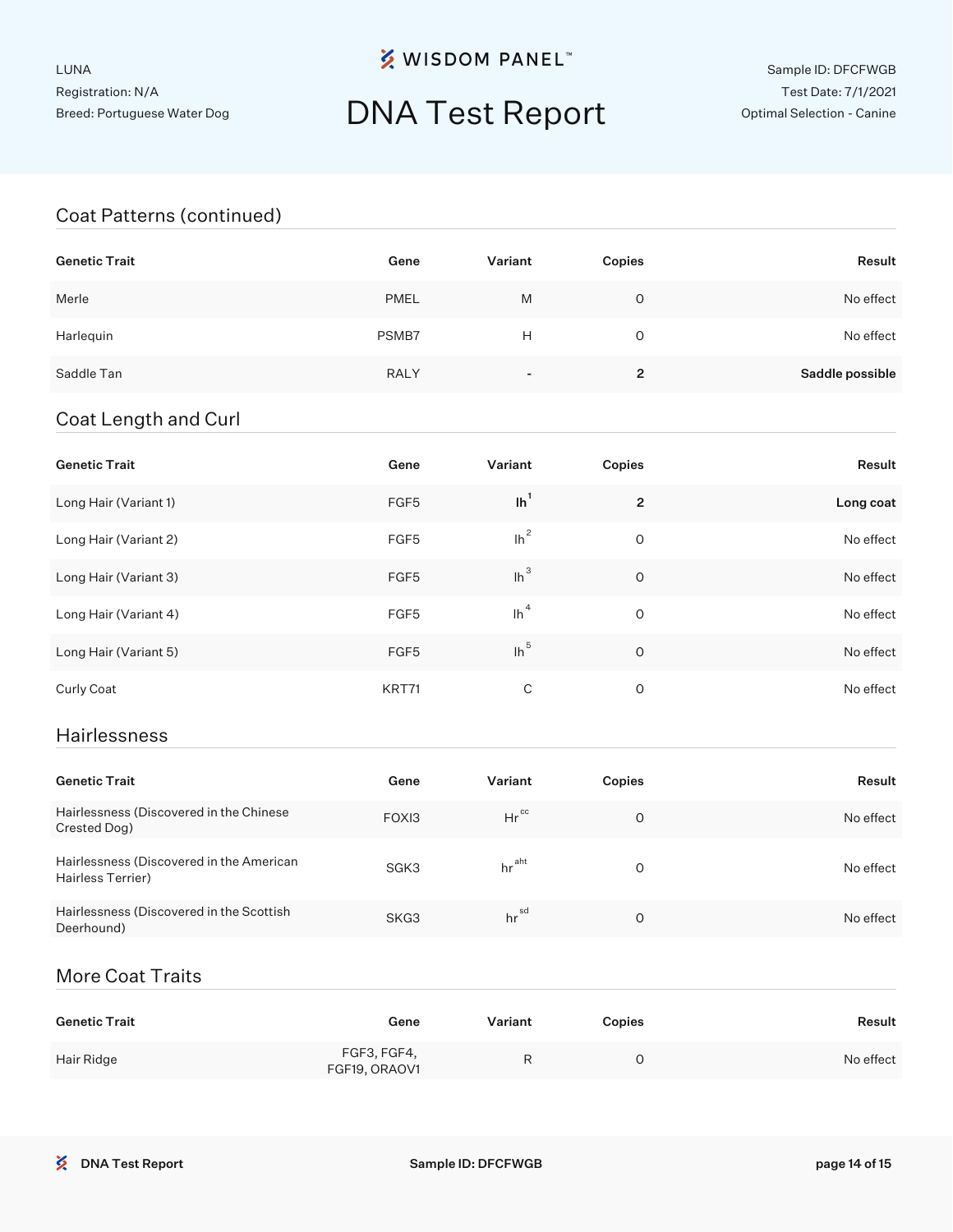LUNA
Registration: N/A
Breed: Portuguese Water Dog

# DNA Test Report

Sample ID: DFCFWGB
Test Date: 7/1/2021
Optimal Selection - Canine

## Coat Patterns (continued)

| Genetic Trait | Gene | Variant | Copies | Result |
|---|---|---|---|---|
| Merle | PMEL | M | 0 | No effect |
| Harlequin | PSMB7 | H | 0 | No effect |
| Saddle Tan | RALY | - | **2** | **Saddle possible** |

## Coat Length and Curl

| Genetic Trait | Gene | Variant | Copies | Result |
|---|---|---|---|---|
| Long Hair (Variant 1) | FGF5 | **$lh^{1}$** | **2** | **Long coat** |
| Long Hair (Variant 2) | FGF5 | $lh^{2}$ | 0 | No effect |
| Long Hair (Variant 3) | FGF5 | $lh^{3}$ | 0 | No effect |
| Long Hair (Variant 4) | FGF5 | $lh^{4}$ | 0 | No effect |
| Long Hair (Variant 5) | FGF5 | $lh^{5}$ | 0 | No effect |
| Curly Coat | KRT71 | C | 0 | No effect |

## Hairlessness

| Genetic Trait | Gene | Variant | Copies | Result |
|---|---|---|---|---|
| Hairlessness (Discovered in the Chinese Crested Dog) | FOXI3 | $Hr^{cc}$ | 0 | No effect |
| Hairlessness (Discovered in the American Hairless Terrier) | SGK3 | $hr^{aht}$ | 0 | No effect |
| Hairlessness (Discovered in the Scottish Deerhound) | SKG3 | $hr^{sd}$ | 0 | No effect |

## More Coat Traits

| Genetic Trait | Gene | Variant | Copies | Result |
|---|---|---|---|---|
| Hair Ridge | FGF3, FGF4, FGF19, ORAOV1 | R | 0 | No effect |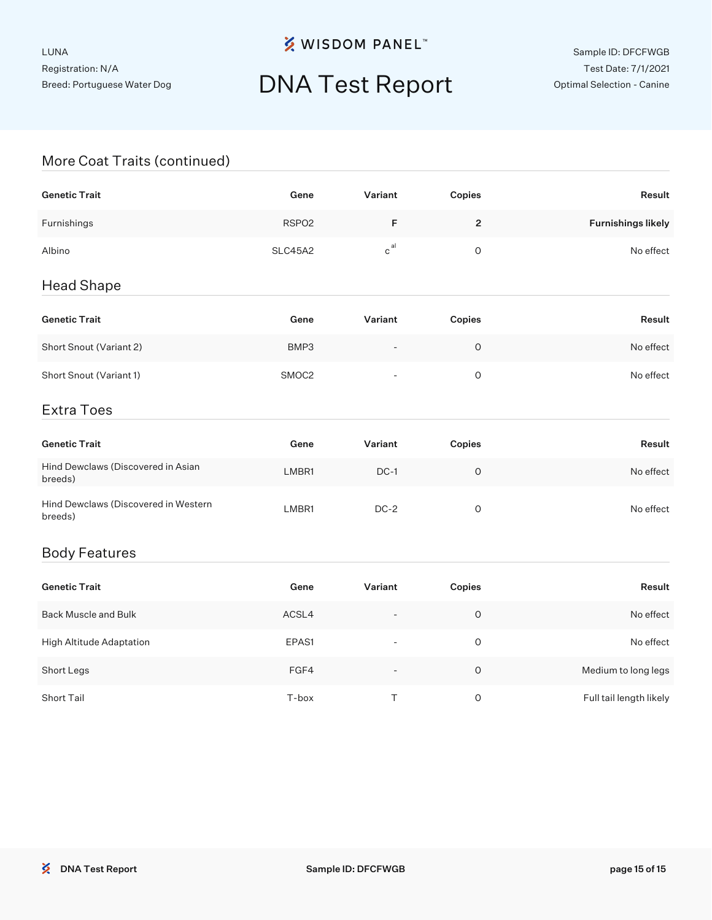## More Coat Traits (continued)

| Genetic Trait | Gene | Variant | Copies | Result |
|---|---|---|---|---|
| Furnishings | RSPO2 | **F** | **2** | **Furnishings likely** |
| Albino | SLC45A2 | $c^{al}$ | 0 | No effect |

## Head Shape

| Genetic Trait | Gene | Variant | Copies | Result |
|---|---|---|---|---|
| Short Snout (Variant 2) | BMP3 | - | 0 | No effect |
| Short Snout (Variant 1) | SMOC2 | - | 0 | No effect |

## Extra Toes

| Genetic Trait | Gene | Variant | Copies | Result |
|---|---|---|---|---|
| Hind Dewclaws (Discovered in Asian breeds) | LMBR1 | DC-1 | 0 | No effect |
| Hind Dewclaws (Discovered in Western breeds) | LMBR1 | DC-2 | 0 | No effect |

## Body Features

| Genetic Trait | Gene | Variant | Copies | Result |
|---|---|---|---|---|
| Back Muscle and Bulk | ACSL4 | - | 0 | No effect |
| High Altitude Adaptation | EPAS1 | - | 0 | No effect |
| Short Legs | FGF4 | - | 0 | Medium to long legs |
| Short Tail | T-box | T | 0 | Full tail length likely |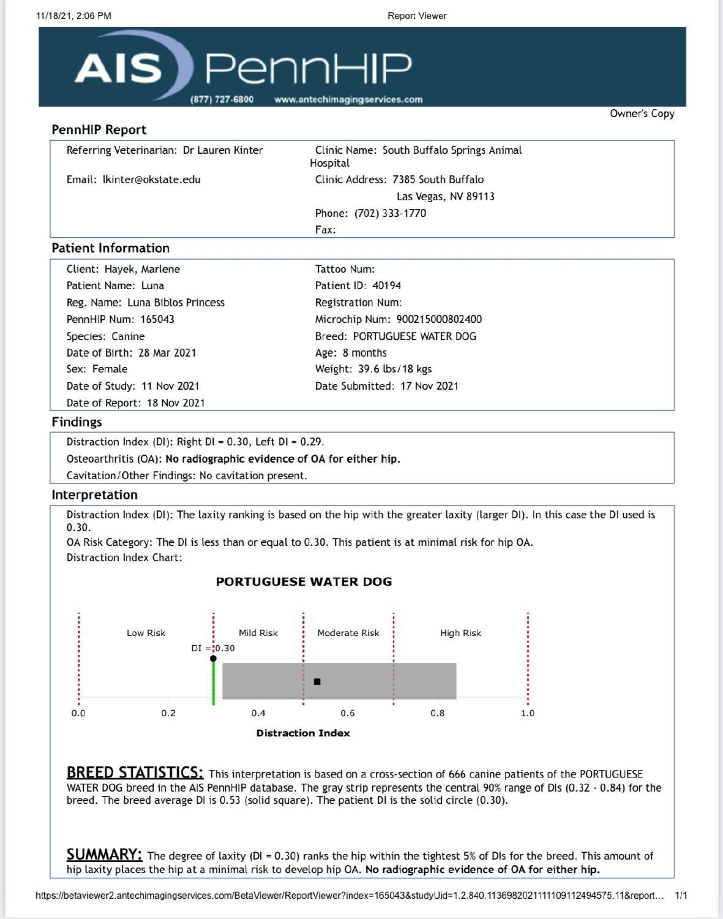# AIS PennHIP

(877) 727-6800 www.antechimagingservices.com

Owner's Copy

## PennHIP Report

Referring Veterinarian: Dr Lauren Kinter

Email: lkinter@okstate.edu

Clinic Name: South Buffalo Springs Animal Hospital

Clinic Address: 7385 South Buffalo
Las Vegas, NV 89113

Phone: (702) 333-1770

Fax:

## Patient Information

Client: Hayek, Marlene

Patient Name: Luna

Reg. Name: Luna Biblos Princess

PennHIP Num: 165043

Species: Canine

Date of Birth: 28 Mar 2021

Sex: Female

Date of Study: 11 Nov 2021

Date of Report: 18 Nov 2021

Tattoo Num:

Patient ID: 40194

Registration Num:

Microchip Num: 900215000802400

Breed: PORTUGUESE WATER DOG

Age: 8 months

Weight: 39.6 lbs/18 kgs

Date Submitted: 17 Nov 2021

## Findings

Distraction Index (DI): Right DI = 0.30, Left DI = 0.29.

Osteoarthritis (OA): **No radiographic evidence of OA for either hip.**

Cavitation/Other Findings: No cavitation present.

## Interpretation

Distraction Index (DI): The laxity ranking is based on the hip with the greater laxity (larger DI). In this case the DI used is 0.30.

OA Risk Category: The DI is less than or equal to 0.30. This patient is at minimal risk for hip OA.

Distraction Index Chart:

PORTUGUESE WATER DOG

Low Risk
Mild Risk
Moderate Risk
High Risk
DI = 0.30
0.0
0.2
0.4
0.6
0.8
1.0
Distraction Index

**BREED STATISTICS:** This interpretation is based on a cross-section of 666 canine patients of the PORTUGUESE WATER DOG breed in the AIS PennHIP database. The gray strip represents the central 90% range of DIs (0.32 - 0.84) for the breed. The breed average DI is 0.53 (solid square). The patient DI is the solid circle (0.30).

**SUMMARY:** The degree of laxity (DI = 0.30) ranks the hip within the tightest 5% of DIs for the breed. This amount of hip laxity places the hip at a minimal risk to develop hip OA. **No radiographic evidence of OA for either hip.**